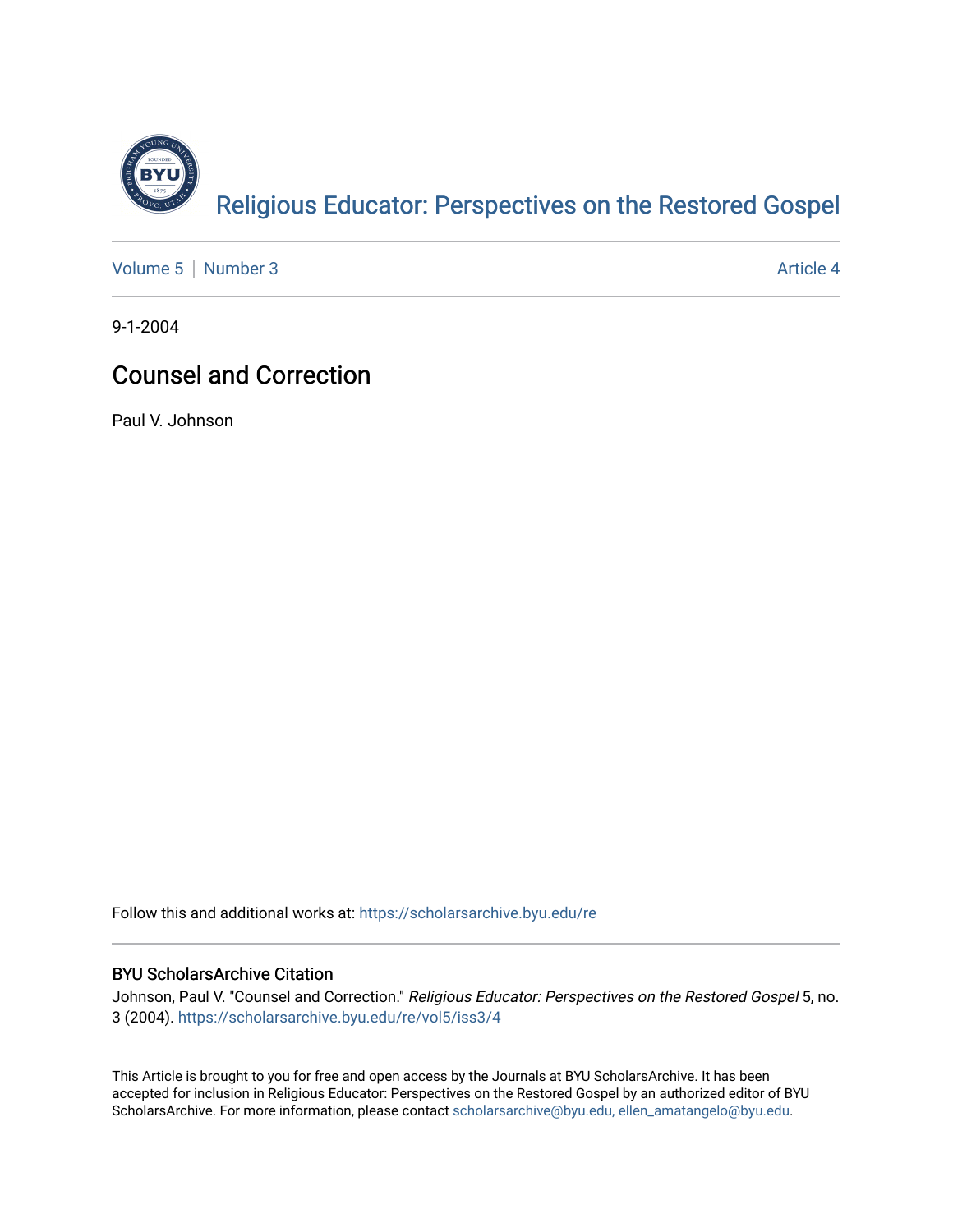[Religious Educator: Perspectives on the Restored Gospel](https://scholarsarchive.byu.edu/re)

Volume 5 | Number 3 — Article 4

9-1-2004

# Counsel and Correction

Paul V. Johnson

Follow this and additional works at: https://scholarsarchive.byu.edu/re

## BYU ScholarsArchive Citation

Johnson, Paul V. "Counsel and Correction." *Religious Educator: Perspectives on the Restored Gospel* 5, no. 3 (2004). https://scholarsarchive.byu.edu/re/vol5/iss3/4

This Article is brought to you for free and open access by the Journals at BYU ScholarsArchive. It has been accepted for inclusion in Religious Educator: Perspectives on the Restored Gospel by an authorized editor of BYU ScholarsArchive. For more information, please contact scholarsarchive@byu.edu, ellen_amatangelo@byu.edu.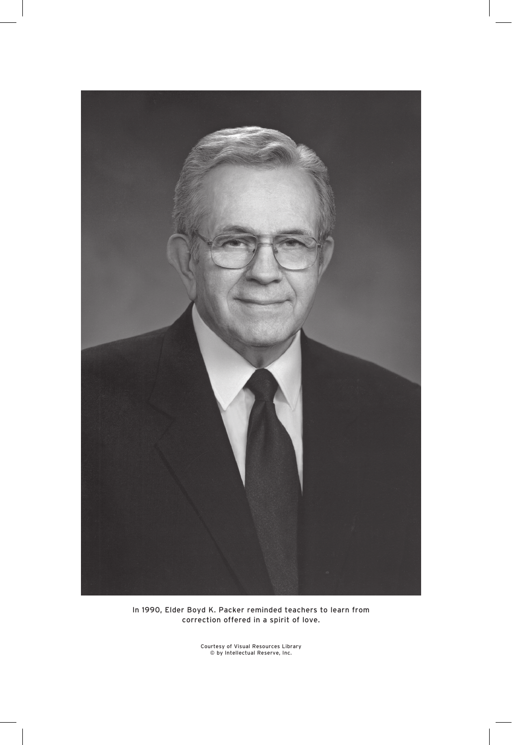In 1990, Elder Boyd K. Packer reminded teachers to learn from correction offered in a spirit of love.

Courtesy of Visual Resources Library
© by Intellectual Reserve, Inc.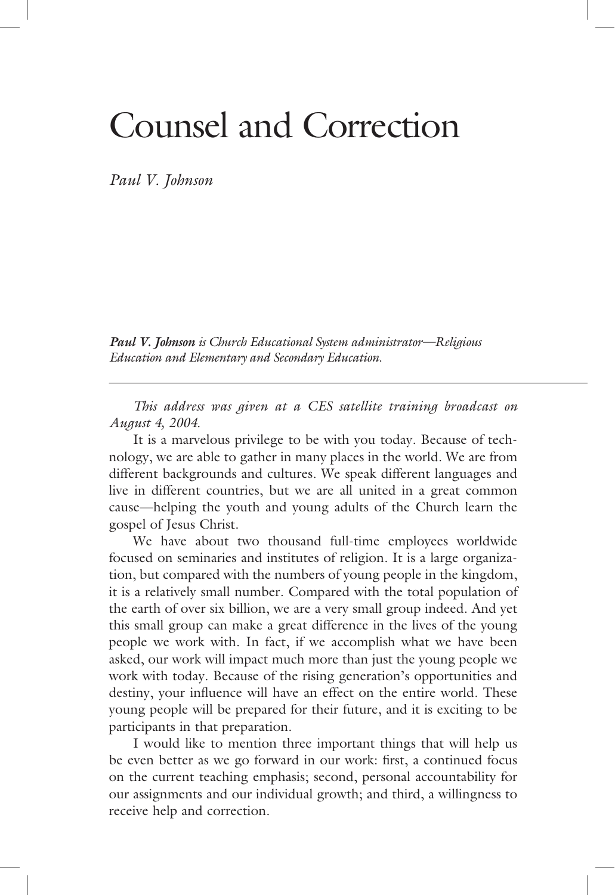# Counsel and Correction

*Paul V. Johnson*

***Paul V. Johnson** is Church Educational System administrator—Religious Education and Elementary and Secondary Education.*

---

*This address was given at a CES satellite training broadcast on August 4, 2004.*

It is a marvelous privilege to be with you today. Because of technology, we are able to gather in many places in the world. We are from different backgrounds and cultures. We speak different languages and live in different countries, but we are all united in a great common cause—helping the youth and young adults of the Church learn the gospel of Jesus Christ.

We have about two thousand full-time employees worldwide focused on seminaries and institutes of religion. It is a large organization, but compared with the numbers of young people in the kingdom, it is a relatively small number. Compared with the total population of the earth of over six billion, we are a very small group indeed. And yet this small group can make a great difference in the lives of the young people we work with. In fact, if we accomplish what we have been asked, our work will impact much more than just the young people we work with today. Because of the rising generation's opportunities and destiny, your influence will have an effect on the entire world. These young people will be prepared for their future, and it is exciting to be participants in that preparation.

I would like to mention three important things that will help us be even better as we go forward in our work: first, a continued focus on the current teaching emphasis; second, personal accountability for our assignments and our individual growth; and third, a willingness to receive help and correction.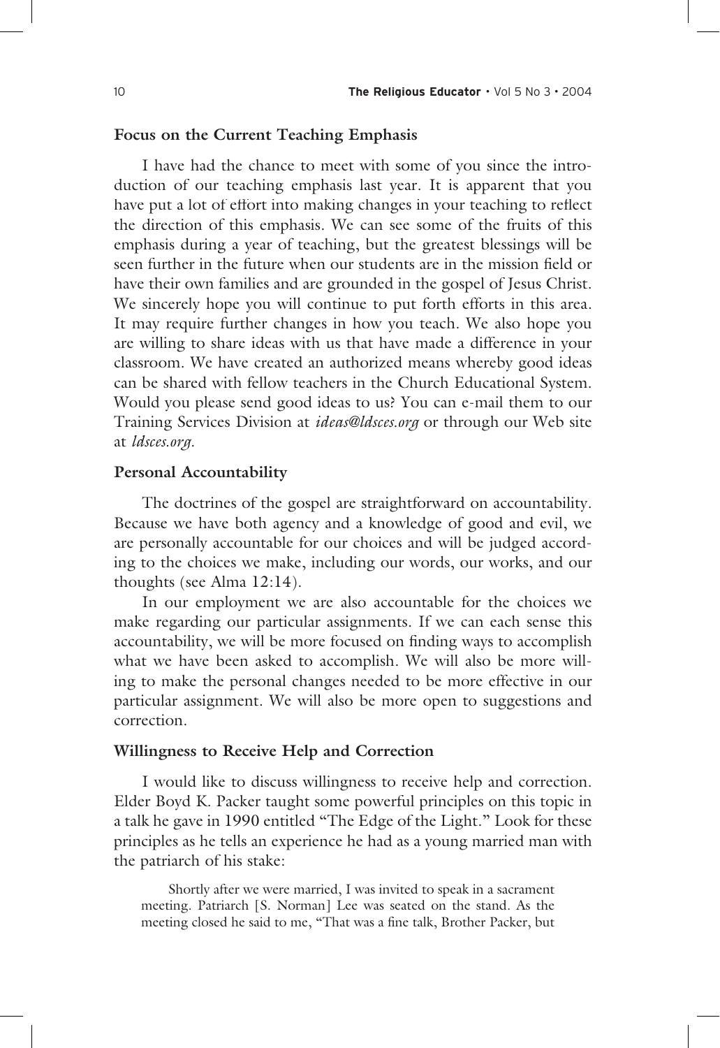**Focus on the Current Teaching Emphasis**

I have had the chance to meet with some of you since the introduction of our teaching emphasis last year. It is apparent that you have put a lot of effort into making changes in your teaching to reflect the direction of this emphasis. We can see some of the fruits of this emphasis during a year of teaching, but the greatest blessings will be seen further in the future when our students are in the mission field or have their own families and are grounded in the gospel of Jesus Christ. We sincerely hope you will continue to put forth efforts in this area. It may require further changes in how you teach. We also hope you are willing to share ideas with us that have made a difference in your classroom. We have created an authorized means whereby good ideas can be shared with fellow teachers in the Church Educational System. Would you please send good ideas to us? You can e-mail them to our Training Services Division at *ideas@ldsces.org* or through our Web site at *ldsces.org*.

**Personal Accountability**

The doctrines of the gospel are straightforward on accountability. Because we have both agency and a knowledge of good and evil, we are personally accountable for our choices and will be judged according to the choices we make, including our words, our works, and our thoughts (see Alma 12:14).

In our employment we are also accountable for the choices we make regarding our particular assignments. If we can each sense this accountability, we will be more focused on finding ways to accomplish what we have been asked to accomplish. We will also be more willing to make the personal changes needed to be more effective in our particular assignment. We will also be more open to suggestions and correction.

**Willingness to Receive Help and Correction**

I would like to discuss willingness to receive help and correction. Elder Boyd K. Packer taught some powerful principles on this topic in a talk he gave in 1990 entitled "The Edge of the Light." Look for these principles as he tells an experience he had as a young married man with the patriarch of his stake:

> Shortly after we were married, I was invited to speak in a sacrament meeting. Patriarch [S. Norman] Lee was seated on the stand. As the meeting closed he said to me, "That was a fine talk, Brother Packer, but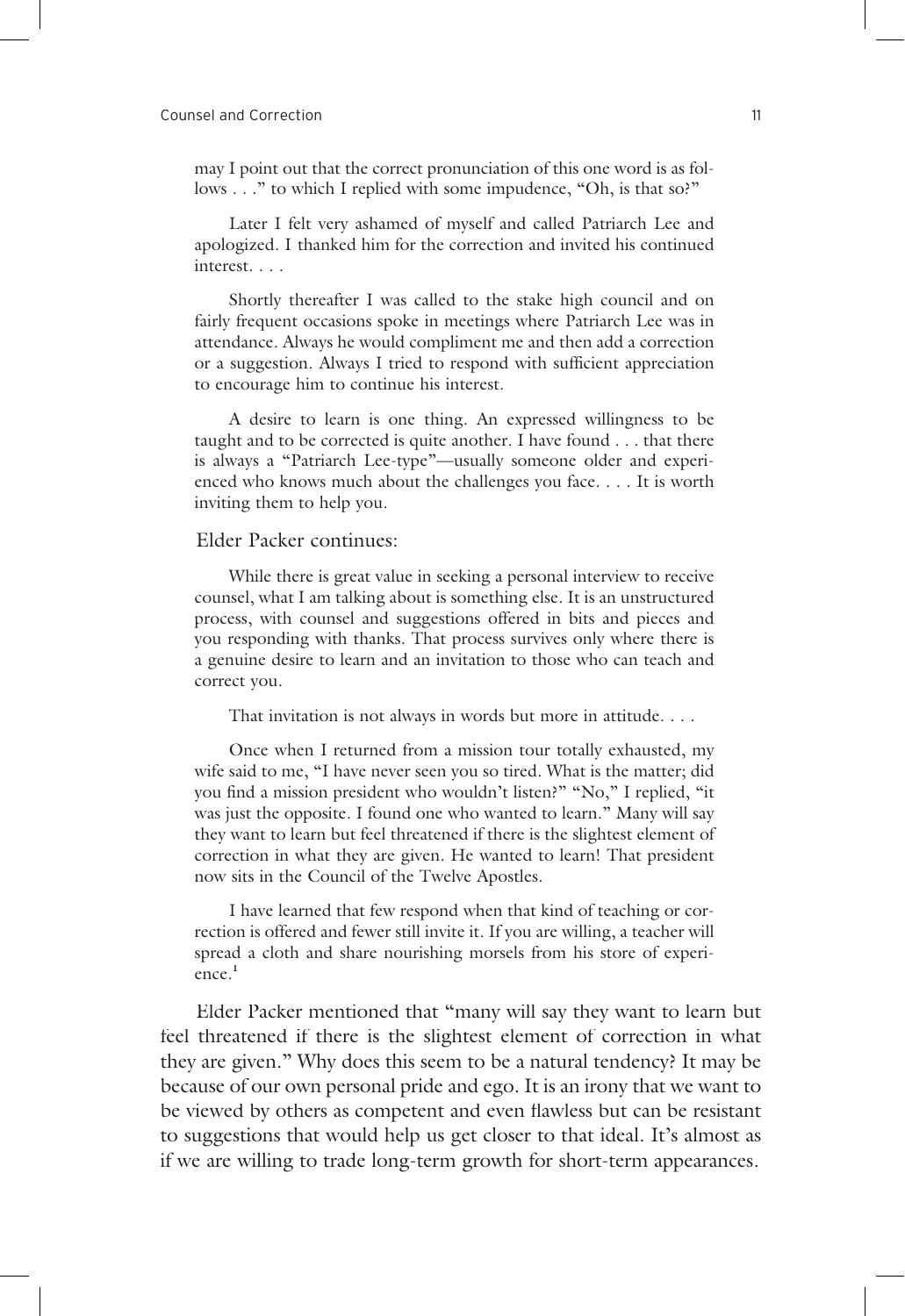> may I point out that the correct pronunciation of this one word is as follows . . ." to which I replied with some impudence, "Oh, is that so?"
>
> Later I felt very ashamed of myself and called Patriarch Lee and apologized. I thanked him for the correction and invited his continued interest. . . .
>
> Shortly thereafter I was called to the stake high council and on fairly frequent occasions spoke in meetings where Patriarch Lee was in attendance. Always he would compliment me and then add a correction or a suggestion. Always I tried to respond with sufficient appreciation to encourage him to continue his interest.
>
> A desire to learn is one thing. An expressed willingness to be taught and to be corrected is quite another. I have found . . . that there is always a "Patriarch Lee-type"—usually someone older and experienced who knows much about the challenges you face. . . . It is worth inviting them to help you.

Elder Packer continues:

> While there is great value in seeking a personal interview to receive counsel, what I am talking about is something else. It is an unstructured process, with counsel and suggestions offered in bits and pieces and you responding with thanks. That process survives only where there is a genuine desire to learn and an invitation to those who can teach and correct you.
>
> That invitation is not always in words but more in attitude. . . .
>
> Once when I returned from a mission tour totally exhausted, my wife said to me, "I have never seen you so tired. What is the matter; did you find a mission president who wouldn't listen?" "No," I replied, "it was just the opposite. I found one who wanted to learn." Many will say they want to learn but feel threatened if there is the slightest element of correction in what they are given. He wanted to learn! That president now sits in the Council of the Twelve Apostles.
>
> I have learned that few respond when that kind of teaching or correction is offered and fewer still invite it. If you are willing, a teacher will spread a cloth and share nourishing morsels from his store of experience.[1]

Elder Packer mentioned that "many will say they want to learn but feel threatened if there is the slightest element of correction in what they are given." Why does this seem to be a natural tendency? It may be because of our own personal pride and ego. It is an irony that we want to be viewed by others as competent and even flawless but can be resistant to suggestions that would help us get closer to that ideal. It's almost as if we are willing to trade long-term growth for short-term appearances.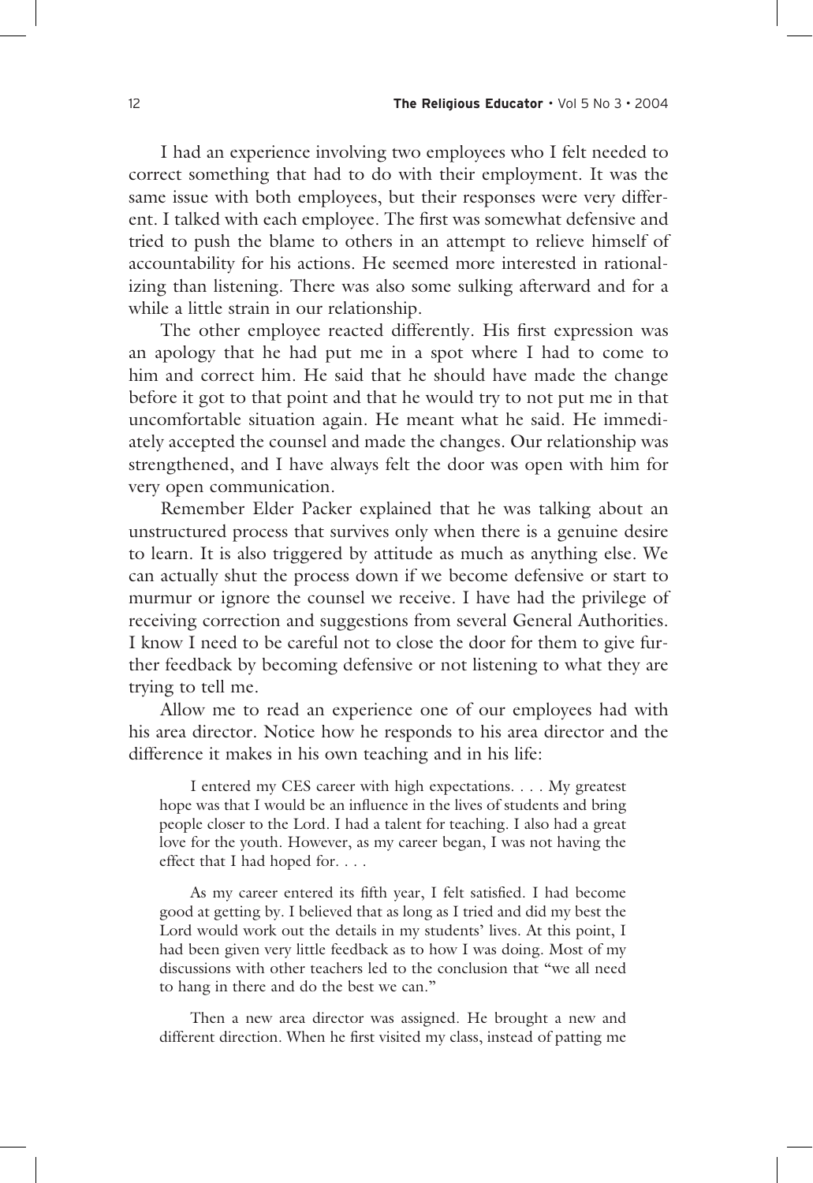I had an experience involving two employees who I felt needed to correct something that had to do with their employment. It was the same issue with both employees, but their responses were very different. I talked with each employee. The first was somewhat defensive and tried to push the blame to others in an attempt to relieve himself of accountability for his actions. He seemed more interested in rationalizing than listening. There was also some sulking afterward and for a while a little strain in our relationship.

The other employee reacted differently. His first expression was an apology that he had put me in a spot where I had to come to him and correct him. He said that he should have made the change before it got to that point and that he would try to not put me in that uncomfortable situation again. He meant what he said. He immediately accepted the counsel and made the changes. Our relationship was strengthened, and I have always felt the door was open with him for very open communication.

Remember Elder Packer explained that he was talking about an unstructured process that survives only when there is a genuine desire to learn. It is also triggered by attitude as much as anything else. We can actually shut the process down if we become defensive or start to murmur or ignore the counsel we receive. I have had the privilege of receiving correction and suggestions from several General Authorities. I know I need to be careful not to close the door for them to give further feedback by becoming defensive or not listening to what they are trying to tell me.

Allow me to read an experience one of our employees had with his area director. Notice how he responds to his area director and the difference it makes in his own teaching and in his life:

> I entered my CES career with high expectations. . . . My greatest hope was that I would be an influence in the lives of students and bring people closer to the Lord. I had a talent for teaching. I also had a great love for the youth. However, as my career began, I was not having the effect that I had hoped for. . . .
>
> As my career entered its fifth year, I felt satisfied. I had become good at getting by. I believed that as long as I tried and did my best the Lord would work out the details in my students' lives. At this point, I had been given very little feedback as to how I was doing. Most of my discussions with other teachers led to the conclusion that "we all need to hang in there and do the best we can."
>
> Then a new area director was assigned. He brought a new and different direction. When he first visited my class, instead of patting me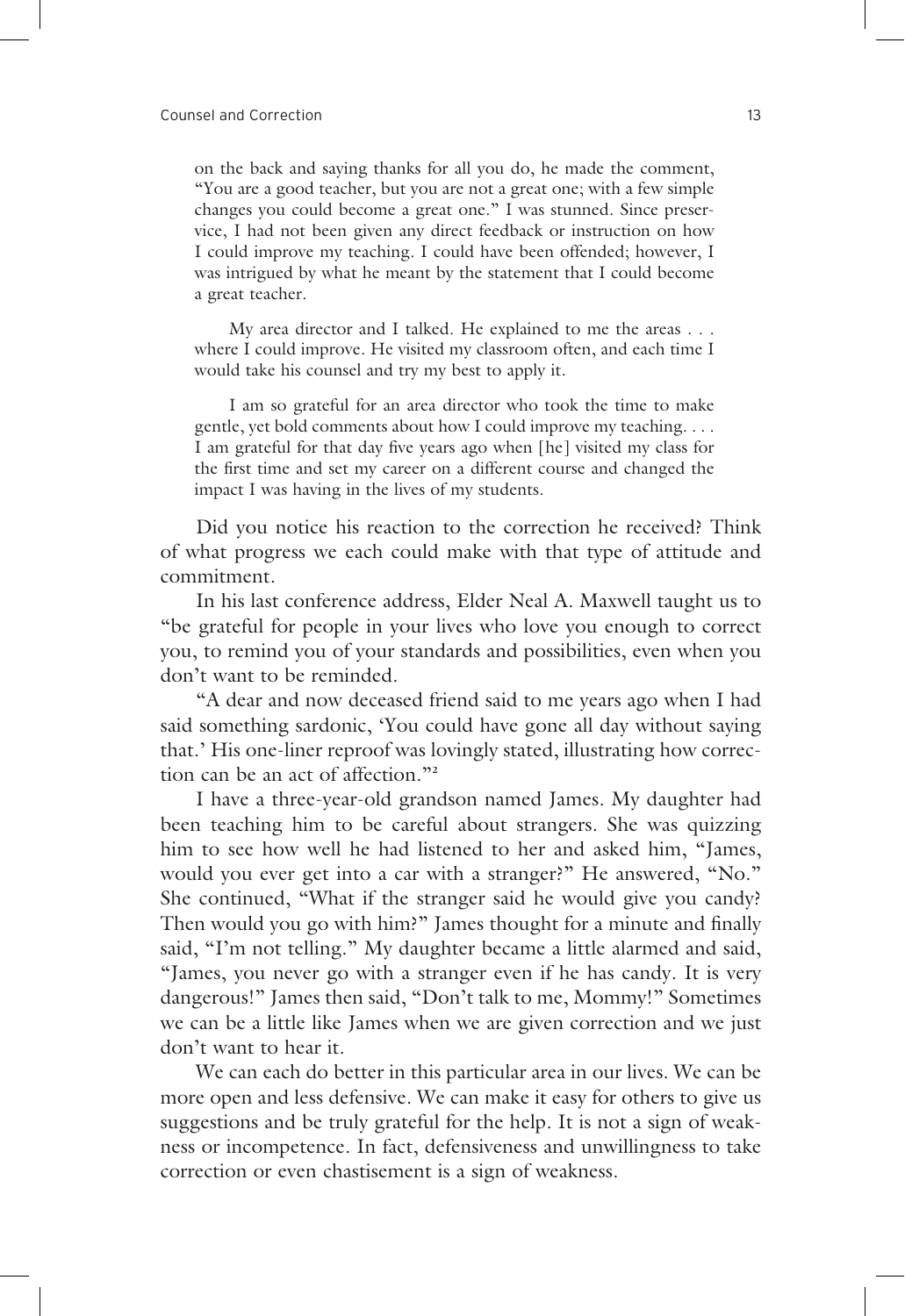> on the back and saying thanks for all you do, he made the comment, "You are a good teacher, but you are not a great one; with a few simple changes you could become a great one." I was stunned. Since preservice, I had not been given any direct feedback or instruction on how I could improve my teaching. I could have been offended; however, I was intrigued by what he meant by the statement that I could become a great teacher.
>
> My area director and I talked. He explained to me the areas . . . where I could improve. He visited my classroom often, and each time I would take his counsel and try my best to apply it.
>
> I am so grateful for an area director who took the time to make gentle, yet bold comments about how I could improve my teaching. . . . I am grateful for that day five years ago when [he] visited my class for the first time and set my career on a different course and changed the impact I was having in the lives of my students.

Did you notice his reaction to the correction he received? Think of what progress we each could make with that type of attitude and commitment.

In his last conference address, Elder Neal A. Maxwell taught us to "be grateful for people in your lives who love you enough to correct you, to remind you of your standards and possibilities, even when you don't want to be reminded.

"A dear and now deceased friend said to me years ago when I had said something sardonic, 'You could have gone all day without saying that.' His one-liner reproof was lovingly stated, illustrating how correction can be an act of affection."[2]

I have a three-year-old grandson named James. My daughter had been teaching him to be careful about strangers. She was quizzing him to see how well he had listened to her and asked him, "James, would you ever get into a car with a stranger?" He answered, "No." She continued, "What if the stranger said he would give you candy? Then would you go with him?" James thought for a minute and finally said, "I'm not telling." My daughter became a little alarmed and said, "James, you never go with a stranger even if he has candy. It is very dangerous!" James then said, "Don't talk to me, Mommy!" Sometimes we can be a little like James when we are given correction and we just don't want to hear it.

We can each do better in this particular area in our lives. We can be more open and less defensive. We can make it easy for others to give us suggestions and be truly grateful for the help. It is not a sign of weakness or incompetence. In fact, defensiveness and unwillingness to take correction or even chastisement is a sign of weakness.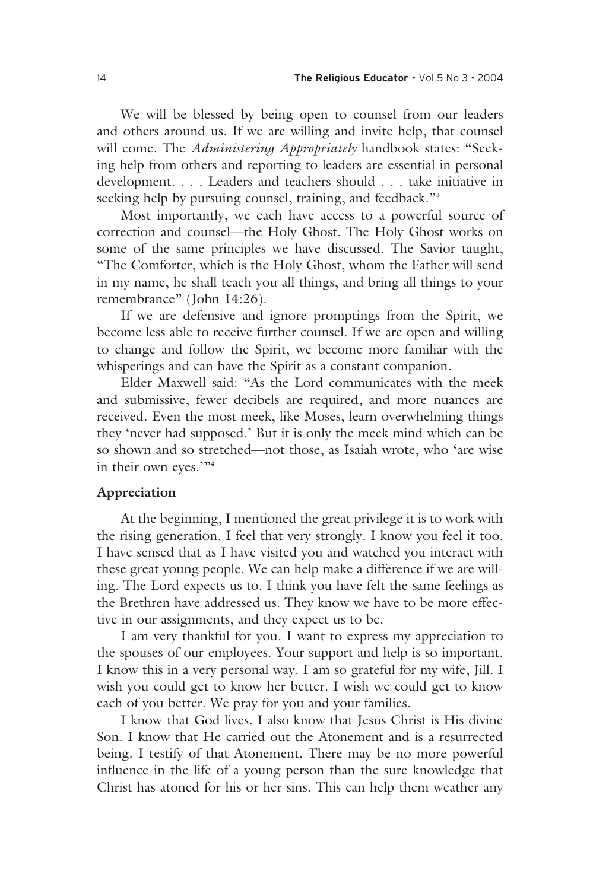We will be blessed by being open to counsel from our leaders and others around us. If we are willing and invite help, that counsel will come. The *Administering Appropriately* handbook states: "Seeking help from others and reporting to leaders are essential in personal development. . . . Leaders and teachers should . . . take initiative in seeking help by pursuing counsel, training, and feedback."[3]

Most importantly, we each have access to a powerful source of correction and counsel—the Holy Ghost. The Holy Ghost works on some of the same principles we have discussed. The Savior taught, "The Comforter, which is the Holy Ghost, whom the Father will send in my name, he shall teach you all things, and bring all things to your remembrance" (John 14:26).

If we are defensive and ignore promptings from the Spirit, we become less able to receive further counsel. If we are open and willing to change and follow the Spirit, we become more familiar with the whisperings and can have the Spirit as a constant companion.

Elder Maxwell said: "As the Lord communicates with the meek and submissive, fewer decibels are required, and more nuances are received. Even the most meek, like Moses, learn overwhelming things they 'never had supposed.' But it is only the meek mind which can be so shown and so stretched—not those, as Isaiah wrote, who 'are wise in their own eyes.'"[4]

## Appreciation

At the beginning, I mentioned the great privilege it is to work with the rising generation. I feel that very strongly. I know you feel it too. I have sensed that as I have visited you and watched you interact with these great young people. We can help make a difference if we are willing. The Lord expects us to. I think you have felt the same feelings as the Brethren have addressed us. They know we have to be more effective in our assignments, and they expect us to be.

I am very thankful for you. I want to express my appreciation to the spouses of our employees. Your support and help is so important. I know this in a very personal way. I am so grateful for my wife, Jill. I wish you could get to know her better. I wish we could get to know each of you better. We pray for you and your families.

I know that God lives. I also know that Jesus Christ is His divine Son. I know that He carried out the Atonement and is a resurrected being. I testify of that Atonement. There may be no more powerful influence in the life of a young person than the sure knowledge that Christ has atoned for his or her sins. This can help them weather any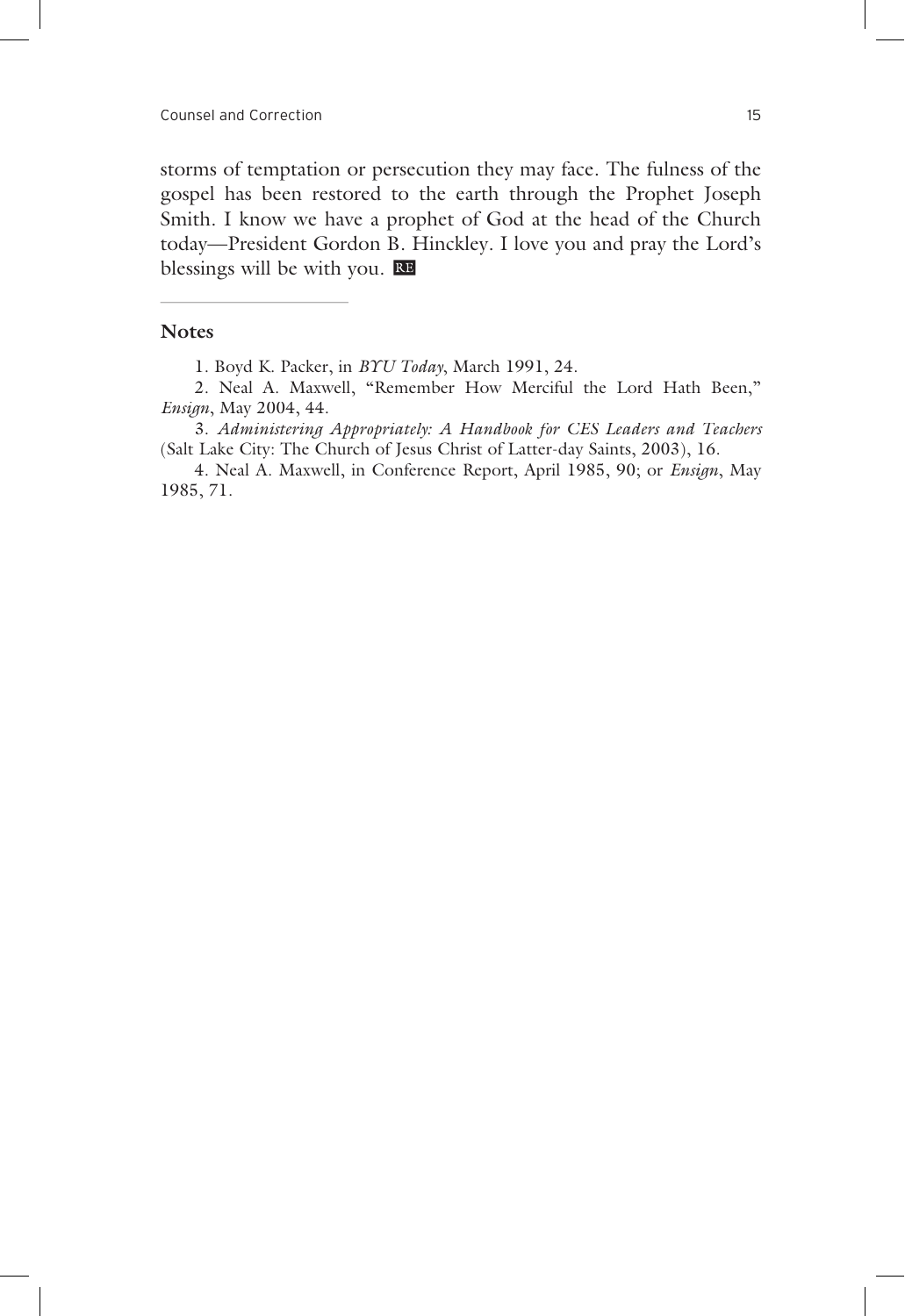storms of temptation or persecution they may face. The fulness of the gospel has been restored to the earth through the Prophet Joseph Smith. I know we have a prophet of God at the head of the Church today—President Gordon B. Hinckley. I love you and pray the Lord's blessings will be with you. RE

## Notes

1. Boyd K. Packer, in *BYU Today*, March 1991, 24.

2. Neal A. Maxwell, "Remember How Merciful the Lord Hath Been," *Ensign*, May 2004, 44.

3. *Administering Appropriately: A Handbook for CES Leaders and Teachers* (Salt Lake City: The Church of Jesus Christ of Latter-day Saints, 2003), 16.

4. Neal A. Maxwell, in Conference Report, April 1985, 90; or *Ensign*, May 1985, 71.